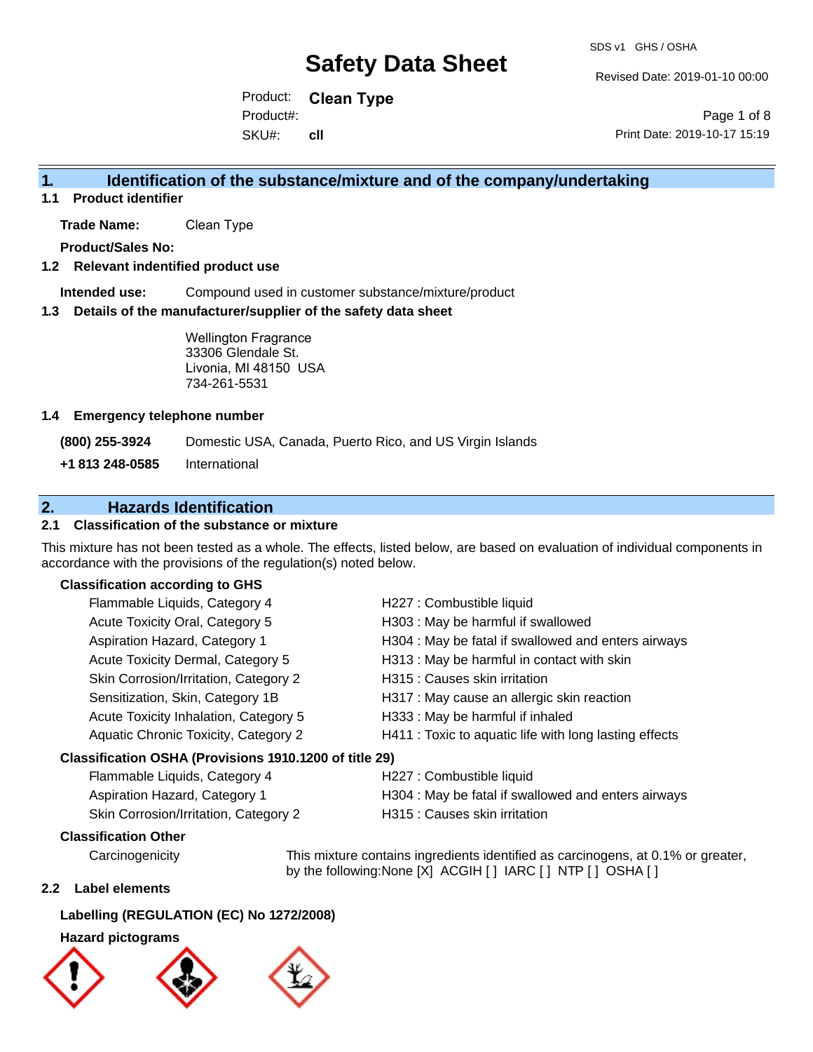# Safety Data Sheet

SDS v1 GHS / OSHA

Revised Date: 2019-01-10 00:00

Print Date: 2019-10-17 15:19

Product: **Clean Type**
Product#:
SKU#: **cll**

## 1. Identification of the substance/mixture and of the company/undertaking

### 1.1 Product identifier

**Trade Name:** Clean Type

**Product/Sales No:**

### 1.2 Relevant indentified product use

**Intended use:** Compound used in customer substance/mixture/product

### 1.3 Details of the manufacturer/supplier of the safety data sheet

Wellington Fragrance
33306 Glendale St.
Livonia, MI 48150 USA
734-261-5531

### 1.4 Emergency telephone number

**(800) 255-3924** Domestic USA, Canada, Puerto Rico, and US Virgin Islands

**+1 813 248-0585** International

## 2. Hazards Identification

### 2.1 Classification of the substance or mixture

This mixture has not been tested as a whole. The effects, listed below, are based on evaluation of individual components in accordance with the provisions of the regulation(s) noted below.

**Classification according to GHS**

| | |
|---|---|
| Flammable Liquids, Category 4 | H227 : Combustible liquid |
| Acute Toxicity Oral, Category 5 | H303 : May be harmful if swallowed |
| Aspiration Hazard, Category 1 | H304 : May be fatal if swallowed and enters airways |
| Acute Toxicity Dermal, Category 5 | H313 : May be harmful in contact with skin |
| Skin Corrosion/Irritation, Category 2 | H315 : Causes skin irritation |
| Sensitization, Skin, Category 1B | H317 : May cause an allergic skin reaction |
| Acute Toxicity Inhalation, Category 5 | H333 : May be harmful if inhaled |
| Aquatic Chronic Toxicity, Category 2 | H411 : Toxic to aquatic life with long lasting effects |

**Classification OSHA (Provisions 1910.1200 of title 29)**

| | |
|---|---|
| Flammable Liquids, Category 4 | H227 : Combustible liquid |
| Aspiration Hazard, Category 1 | H304 : May be fatal if swallowed and enters airways |
| Skin Corrosion/Irritation, Category 2 | H315 : Causes skin irritation |

**Classification Other**

Carcinogenicity — This mixture contains ingredients identified as carcinogens, at 0.1% or greater, by the following:None [X] ACGIH [ ] IARC [ ] NTP [ ] OSHA [ ]

### 2.2 Label elements

**Labelling (REGULATION (EC) No 1272/2008)**

**Hazard pictograms**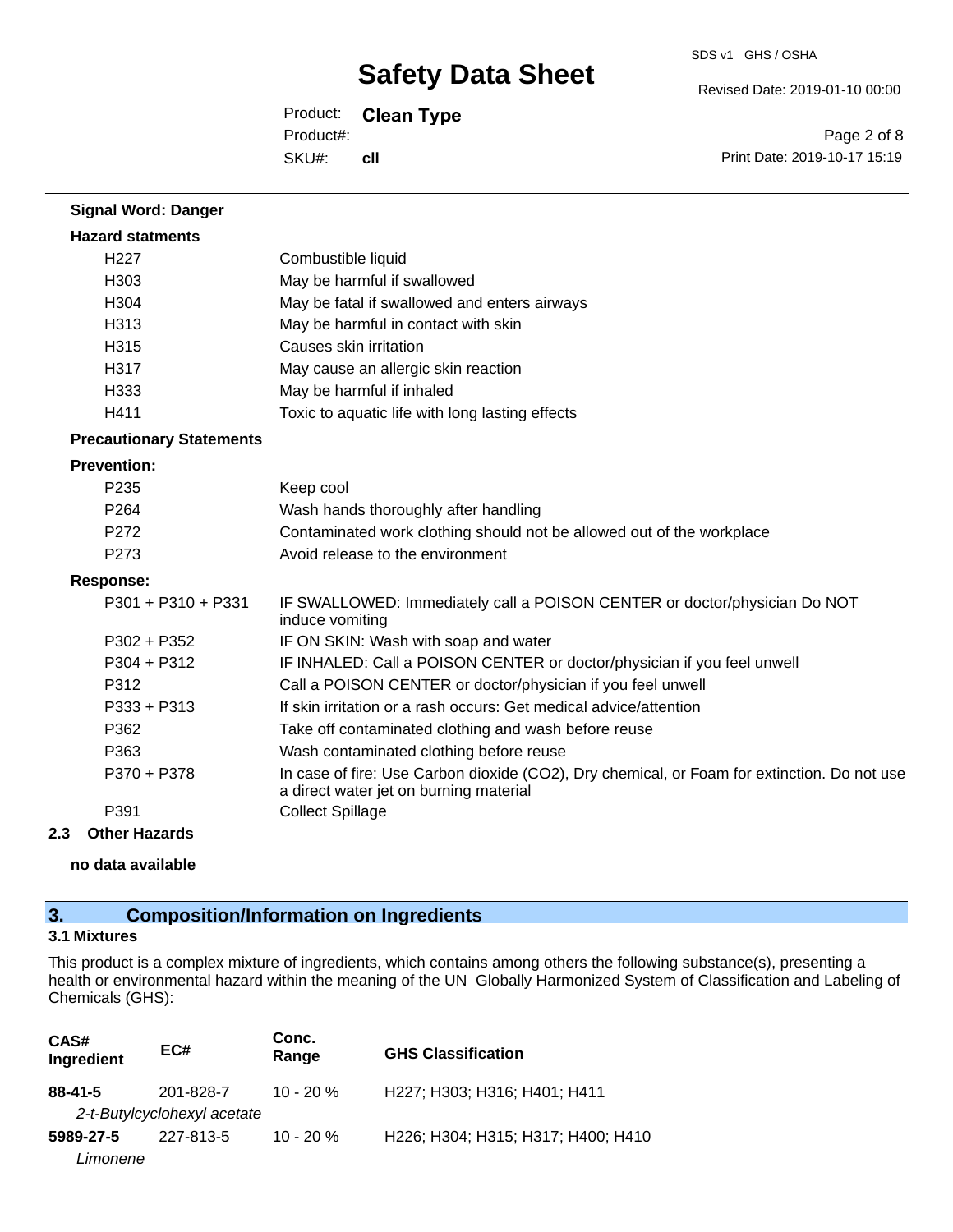**Signal Word: Danger**

**Hazard statments**

| | |
|---|---|
| H227 | Combustible liquid |
| H303 | May be harmful if swallowed |
| H304 | May be fatal if swallowed and enters airways |
| H313 | May be harmful in contact with skin |
| H315 | Causes skin irritation |
| H317 | May cause an allergic skin reaction |
| H333 | May be harmful if inhaled |
| H411 | Toxic to aquatic life with long lasting effects |

**Precautionary Statements**

**Prevention:**

| | |
|---|---|
| P235 | Keep cool |
| P264 | Wash hands thoroughly after handling |
| P272 | Contaminated work clothing should not be allowed out of the workplace |
| P273 | Avoid release to the environment |

**Response:**

| | |
|---|---|
| P301 + P310 + P331 | IF SWALLOWED: Immediately call a POISON CENTER or doctor/physician Do NOT induce vomiting |
| P302 + P352 | IF ON SKIN: Wash with soap and water |
| P304 + P312 | IF INHALED: Call a POISON CENTER or doctor/physician if you feel unwell |
| P312 | Call a POISON CENTER or doctor/physician if you feel unwell |
| P333 + P313 | If skin irritation or a rash occurs: Get medical advice/attention |
| P362 | Take off contaminated clothing and wash before reuse |
| P363 | Wash contaminated clothing before reuse |
| P370 + P378 | In case of fire: Use Carbon dioxide ($CO_2$), Dry chemical, or Foam for extinction. Do not use a direct water jet on burning material |
| P391 | Collect Spillage |

### 2.3 Other Hazards

**no data available**

## 3. Composition/Information on Ingredients

### 3.1 Mixtures

This product is a complex mixture of ingredients, which contains among others the following substance(s), presenting a health or environmental hazard within the meaning of the UN Globally Harmonized System of Classification and Labeling of Chemicals (GHS):

| CAS# Ingredient | EC# | Conc. Range | GHS Classification |
|---|---|---|---|
| **88-41-5** | 201-828-7 | 10 - 20 % | H227; H303; H316; H401; H411 |
| *2-t-Butylcyclohexyl acetate* | | | |
| **5989-27-5** | 227-813-5 | 10 - 20 % | H226; H304; H315; H317; H400; H410 |
| *Limonene* | | | |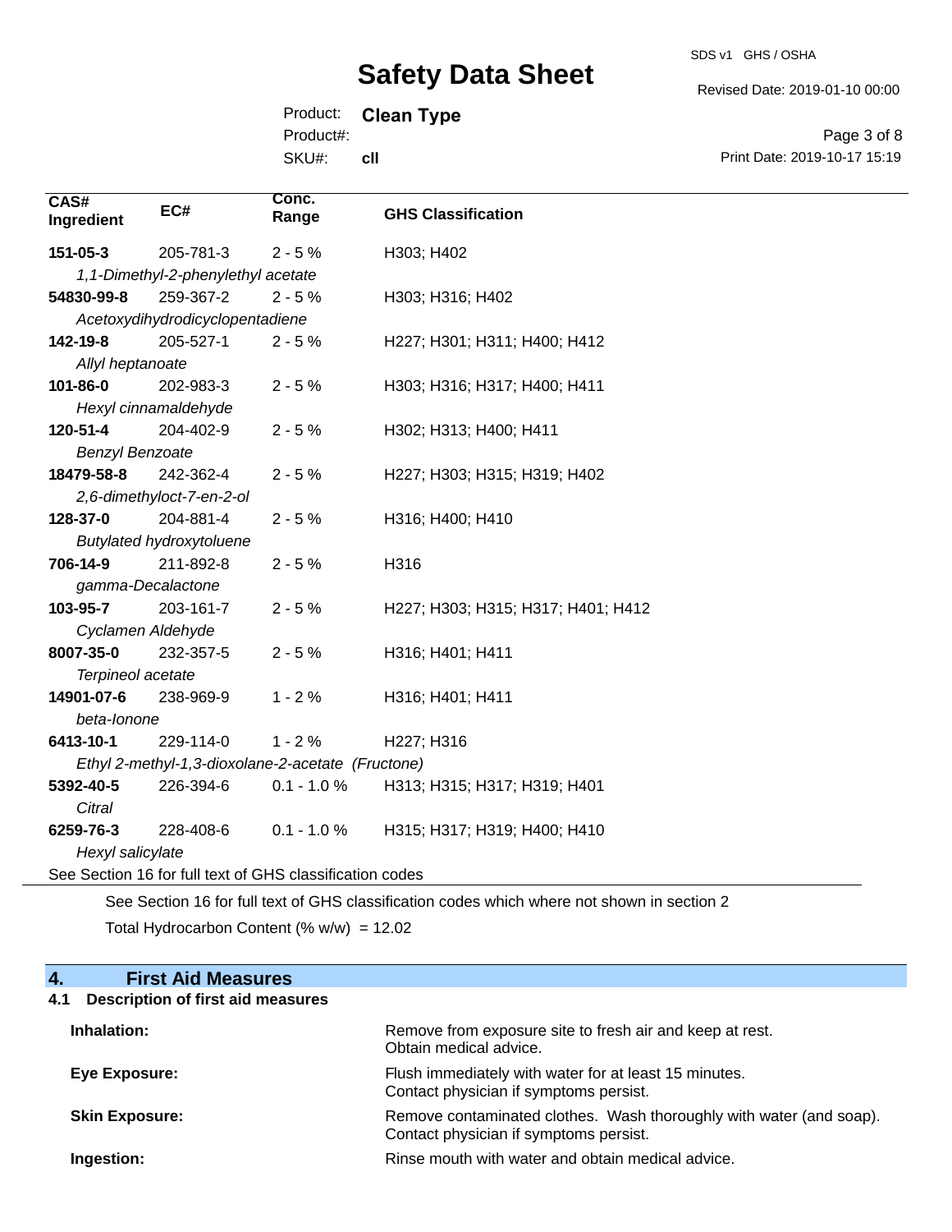| CAS# Ingredient | EC# | Conc. Range | GHS Classification |
|---|---|---|---|
| **151-05-3** | 205-781-3 | 2 - 5 % | H303; H402 |
| *1,1-Dimethyl-2-phenylethyl acetate* | | | |
| **54830-99-8** | 259-367-2 | 2 - 5 % | H303; H316; H402 |
| *Acetoxydihydrodicyclopentadiene* | | | |
| **142-19-8** | 205-527-1 | 2 - 5 % | H227; H301; H311; H400; H412 |
| *Allyl heptanoate* | | | |
| **101-86-0** | 202-983-3 | 2 - 5 % | H303; H316; H317; H400; H411 |
| *Hexyl cinnamaldehyde* | | | |
| **120-51-4** | 204-402-9 | 2 - 5 % | H302; H313; H400; H411 |
| *Benzyl Benzoate* | | | |
| **18479-58-8** | 242-362-4 | 2 - 5 % | H227; H303; H315; H319; H402 |
| *2,6-dimethyloct-7-en-2-ol* | | | |
| **128-37-0** | 204-881-4 | 2 - 5 % | H316; H400; H410 |
| *Butylated hydroxytoluene* | | | |
| **706-14-9** | 211-892-8 | 2 - 5 % | H316 |
| *gamma-Decalactone* | | | |
| **103-95-7** | 203-161-7 | 2 - 5 % | H227; H303; H315; H317; H401; H412 |
| *Cyclamen Aldehyde* | | | |
| **8007-35-0** | 232-357-5 | 2 - 5 % | H316; H401; H411 |
| *Terpineol acetate* | | | |
| **14901-07-6** | 238-969-9 | 1 - 2 % | H316; H401; H411 |
| *beta-Ionone* | | | |
| **6413-10-1** | 229-114-0 | 1 - 2 % | H227; H316 |
| *Ethyl 2-methyl-1,3-dioxolane-2-acetate (Fructone)* | | | |
| **5392-40-5** | 226-394-6 | 0.1 - 1.0 % | H313; H315; H317; H319; H401 |
| *Citral* | | | |
| **6259-76-3** | 228-408-6 | 0.1 - 1.0 % | H315; H317; H319; H400; H410 |
| *Hexyl salicylate* | | | |

See Section 16 for full text of GHS classification codes

See Section 16 for full text of GHS classification codes which where not shown in section 2

Total Hydrocarbon Content (% w/w) = 12.02

## 4. First Aid Measures

### 4.1 Description of first aid measures

**Inhalation:** Remove from exposure site to fresh air and keep at rest. Obtain medical advice.

**Eye Exposure:** Flush immediately with water for at least 15 minutes. Contact physician if symptoms persist.

**Skin Exposure:** Remove contaminated clothes. Wash thoroughly with water (and soap). Contact physician if symptoms persist.

**Ingestion:** Rinse mouth with water and obtain medical advice.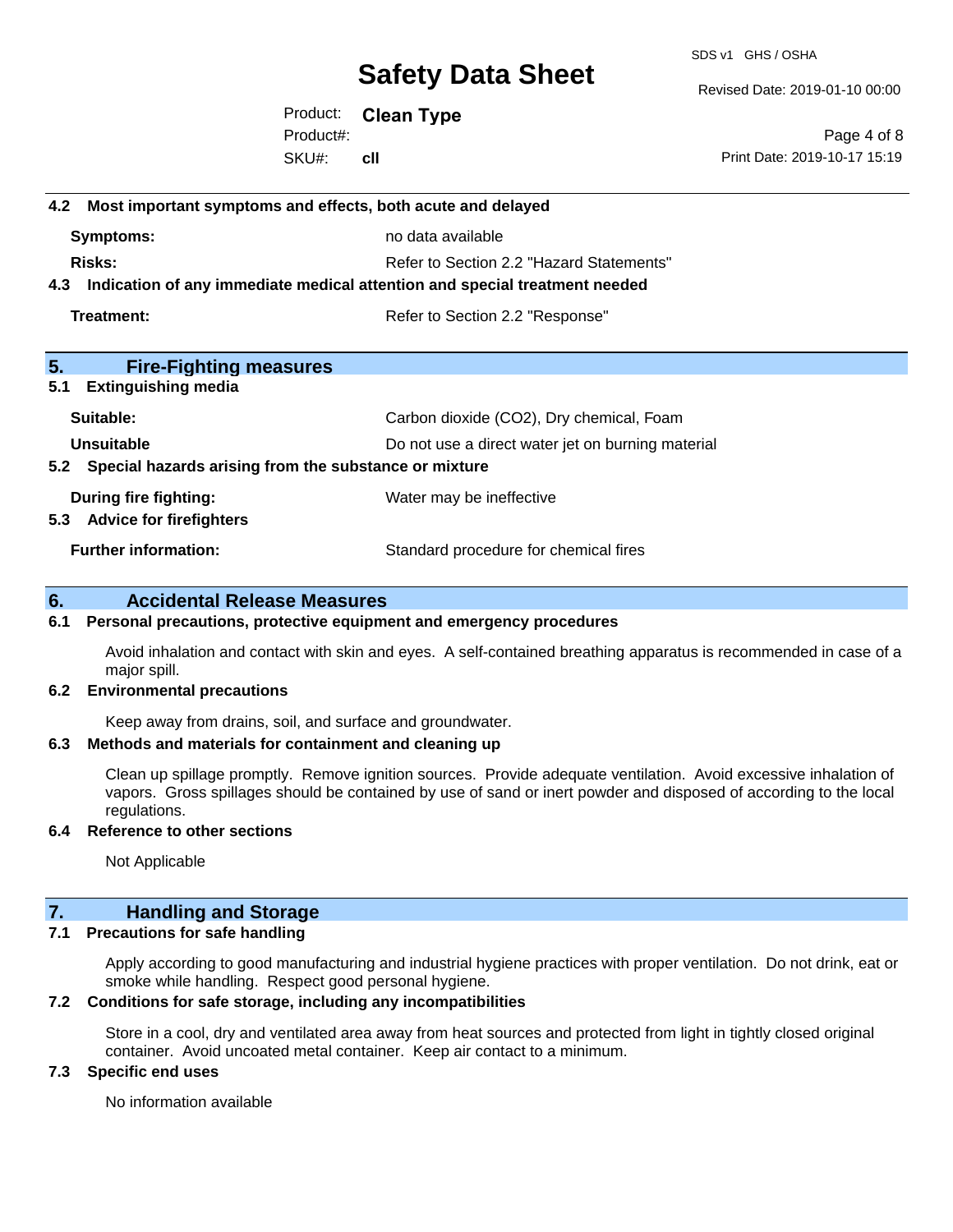### 4.2 Most important symptoms and effects, both acute and delayed

| | |
|---|---|
| **Symptoms:** | no data available |
| **Risks:** | Refer to Section 2.2 "Hazard Statements" |

### 4.3 Indication of any immediate medical attention and special treatment needed

| | |
|---|---|
| **Treatment:** | Refer to Section 2.2 "Response" |

## 5. Fire-Fighting measures

### 5.1 Extinguishing media

| | |
|---|---|
| **Suitable:** | Carbon dioxide ($CO_2$), Dry chemical, Foam |
| **Unsuitable** | Do not use a direct water jet on burning material |

### 5.2 Special hazards arising from the substance or mixture

| | |
|---|---|
| **During fire fighting:** | Water may be ineffective |

### 5.3 Advice for firefighters

| | |
|---|---|
| **Further information:** | Standard procedure for chemical fires |

## 6. Accidental Release Measures

### 6.1 Personal precautions, protective equipment and emergency procedures

Avoid inhalation and contact with skin and eyes. A self-contained breathing apparatus is recommended in case of a major spill.

### 6.2 Environmental precautions

Keep away from drains, soil, and surface and groundwater.

### 6.3 Methods and materials for containment and cleaning up

Clean up spillage promptly. Remove ignition sources. Provide adequate ventilation. Avoid excessive inhalation of vapors. Gross spillages should be contained by use of sand or inert powder and disposed of according to the local regulations.

### 6.4 Reference to other sections

Not Applicable

## 7. Handling and Storage

### 7.1 Precautions for safe handling

Apply according to good manufacturing and industrial hygiene practices with proper ventilation. Do not drink, eat or smoke while handling. Respect good personal hygiene.

### 7.2 Conditions for safe storage, including any incompatibilities

Store in a cool, dry and ventilated area away from heat sources and protected from light in tightly closed original container. Avoid uncoated metal container. Keep air contact to a minimum.

### 7.3 Specific end uses

No information available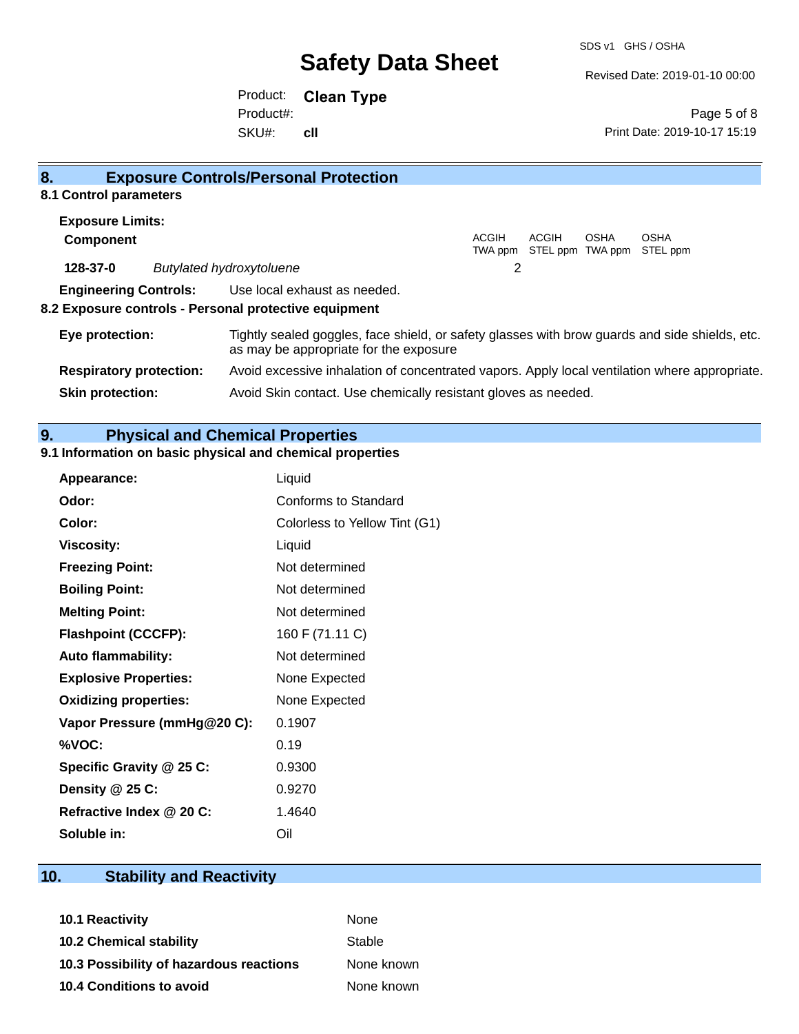## 8. Exposure Controls/Personal Protection

### 8.1 Control parameters

**Exposure Limits:**

| Component | | ACGIH TWA ppm | ACGIH STEL ppm | OSHA TWA ppm | OSHA STEL ppm |
|---|---|---|---|---|---|
| **128-37-0** | *Butylated hydroxytoluene* | 2 | | | |

**Engineering Controls:** Use local exhaust as needed.

### 8.2 Exposure controls - Personal protective equipment

**Eye protection:** Tightly sealed goggles, face shield, or safety glasses with brow guards and side shields, etc. as may be appropriate for the exposure

**Respiratory protection:** Avoid excessive inhalation of concentrated vapors. Apply local ventilation where appropriate.

**Skin protection:** Avoid Skin contact. Use chemically resistant gloves as needed.

## 9. Physical and Chemical Properties

### 9.1 Information on basic physical and chemical properties

| | |
|---|---|
| **Appearance:** | Liquid |
| **Odor:** | Conforms to Standard |
| **Color:** | Colorless to Yellow Tint (G1) |
| **Viscosity:** | Liquid |
| **Freezing Point:** | Not determined |
| **Boiling Point:** | Not determined |
| **Melting Point:** | Not determined |
| **Flashpoint (CCCFP):** | 160 F (71.11 C) |
| **Auto flammability:** | Not determined |
| **Explosive Properties:** | None Expected |
| **Oxidizing properties:** | None Expected |
| **Vapor Pressure (mmHg@20 C):** | 0.1907 |
| **%VOC:** | 0.19 |
| **Specific Gravity @ 25 C:** | 0.9300 |
| **Density @ 25 C:** | 0.9270 |
| **Refractive Index @ 20 C:** | 1.4640 |
| **Soluble in:** | Oil |

## 10. Stability and Reactivity

| | |
|---|---|
| **10.1 Reactivity** | None |
| **10.2 Chemical stability** | Stable |
| **10.3 Possibility of hazardous reactions** | None known |
| **10.4 Conditions to avoid** | None known |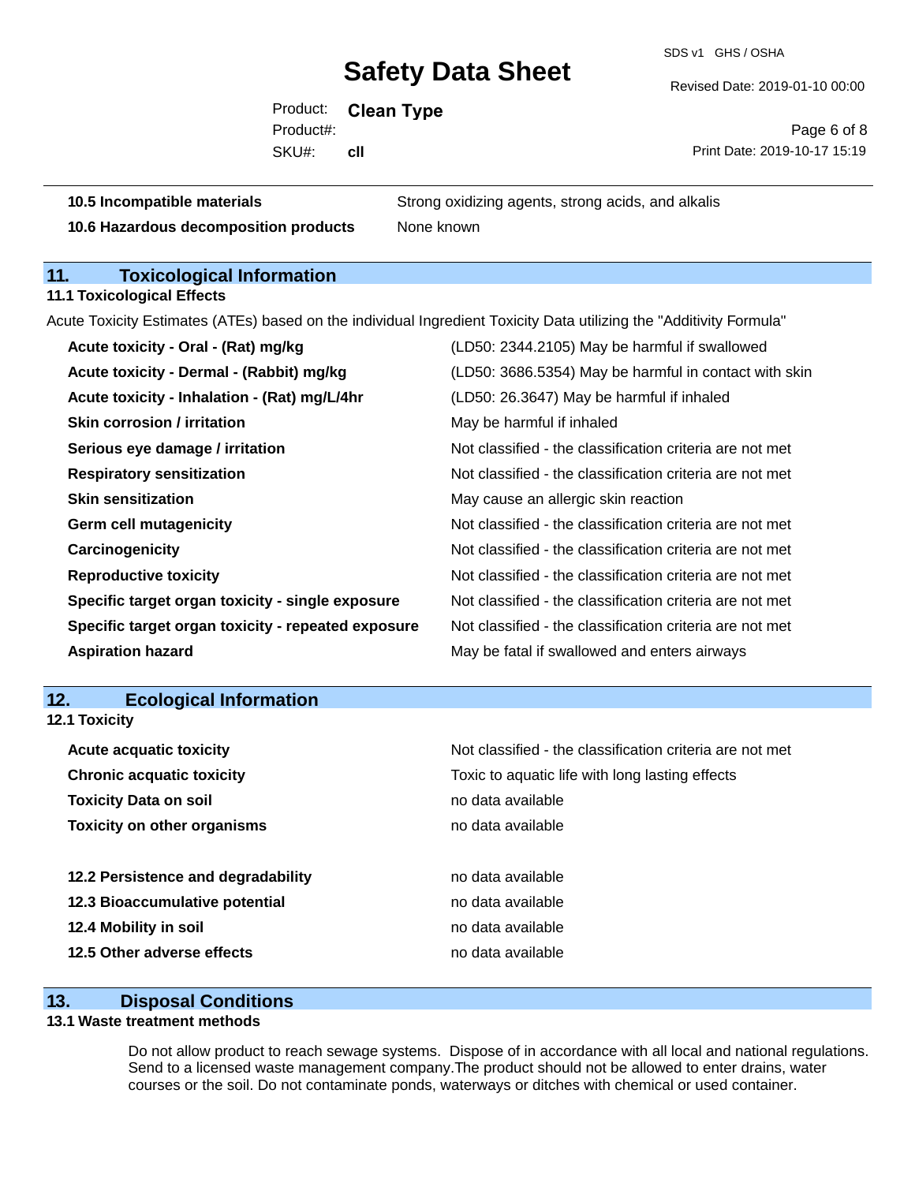| | |
|---|---|
| **10.5 Incompatible materials** | Strong oxidizing agents, strong acids, and alkalis |
| **10.6 Hazardous decomposition products** | None known |

## 11. Toxicological Information

**11.1 Toxicological Effects**

Acute Toxicity Estimates (ATEs) based on the individual Ingredient Toxicity Data utilizing the "Additivity Formula"

| | |
|---|---|
| **Acute toxicity - Oral - (Rat) mg/kg** | (LD50: 2344.2105) May be harmful if swallowed |
| **Acute toxicity - Dermal - (Rabbit) mg/kg** | (LD50: 3686.5354) May be harmful in contact with skin |
| **Acute toxicity - Inhalation - (Rat) mg/L/4hr** | (LD50: 26.3647) May be harmful if inhaled |
| **Skin corrosion / irritation** | May be harmful if inhaled |
| **Serious eye damage / irritation** | Not classified - the classification criteria are not met |
| **Respiratory sensitization** | Not classified - the classification criteria are not met |
| **Skin sensitization** | May cause an allergic skin reaction |
| **Germ cell mutagenicity** | Not classified - the classification criteria are not met |
| **Carcinogenicity** | Not classified - the classification criteria are not met |
| **Reproductive toxicity** | Not classified - the classification criteria are not met |
| **Specific target organ toxicity - single exposure** | Not classified - the classification criteria are not met |
| **Specific target organ toxicity - repeated exposure** | Not classified - the classification criteria are not met |
| **Aspiration hazard** | May be fatal if swallowed and enters airways |

## 12. Ecological Information

**12.1 Toxicity**

| | |
|---|---|
| **Acute acquatic toxicity** | Not classified - the classification criteria are not met |
| **Chronic acquatic toxicity** | Toxic to aquatic life with long lasting effects |
| **Toxicity Data on soil** | no data available |
| **Toxicity on other organisms** | no data available |

| | |
|---|---|
| **12.2 Persistence and degradability** | no data available |
| **12.3 Bioaccumulative potential** | no data available |
| **12.4 Mobility in soil** | no data available |
| **12.5 Other adverse effects** | no data available |

## 13. Disposal Conditions

**13.1 Waste treatment methods**

Do not allow product to reach sewage systems. Dispose of in accordance with all local and national regulations. Send to a licensed waste management company.The product should not be allowed to enter drains, water courses or the soil. Do not contaminate ponds, waterways or ditches with chemical or used container.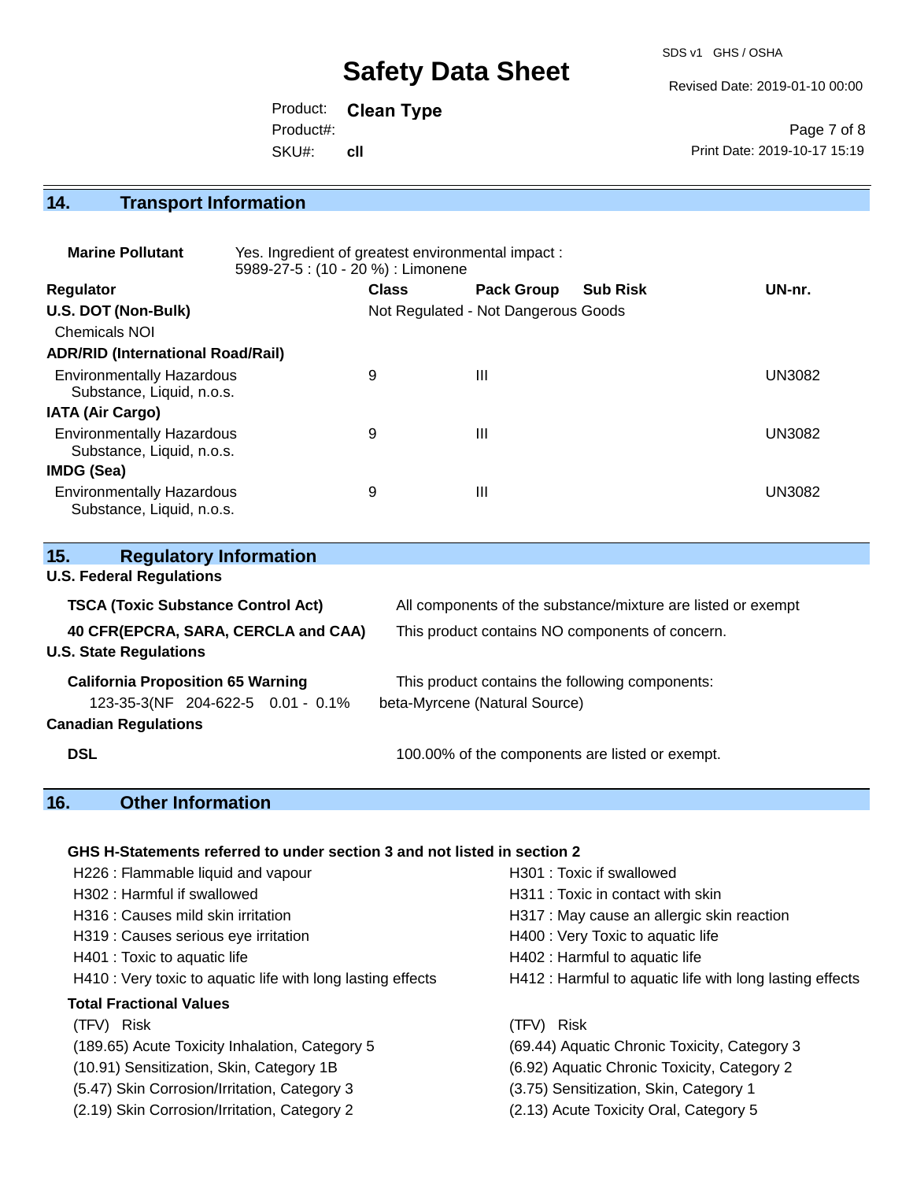## 14. Transport Information

**Marine Pollutant** Yes. Ingredient of greatest environmental impact : 5989-27-5 : (10 - 20 %) : Limonene

| Regulator | Class | Pack Group | Sub Risk | UN-nr. |
|---|---|---|---|---|
| **U.S. DOT (Non-Bulk)** | Not Regulated - Not Dangerous Goods | | | |
| Chemicals NOI | | | | |
| **ADR/RID (International Road/Rail)** | | | | |
| Environmentally Hazardous Substance, Liquid, n.o.s. | 9 | III | | UN3082 |
| **IATA (Air Cargo)** | | | | |
| Environmentally Hazardous Substance, Liquid, n.o.s. | 9 | III | | UN3082 |
| **IMDG (Sea)** | | | | |
| Environmentally Hazardous Substance, Liquid, n.o.s. | 9 | III | | UN3082 |

## 15. Regulatory Information

**U.S. Federal Regulations**

| | |
|---|---|
| **TSCA (Toxic Substance Control Act)** | All components of the substance/mixture are listed or exempt |
| **40 CFR(EPCRA, SARA, CERCLA and CAA)** | This product contains NO components of concern. |

**U.S. State Regulations**

| | |
|---|---|
| **California Proposition 65 Warning** | This product contains the following components: |
| 123-35-3(NF 204-622-5 0.01 - 0.1% | beta-Myrcene (Natural Source) |

**Canadian Regulations**

| | |
|---|---|
| **DSL** | 100.00% of the components are listed or exempt. |

## 16. Other Information

**GHS H-Statements referred to under section 3 and not listed in section 2**

| | |
|---|---|
| H226 : Flammable liquid and vapour | H301 : Toxic if swallowed |
| H302 : Harmful if swallowed | H311 : Toxic in contact with skin |
| H316 : Causes mild skin irritation | H317 : May cause an allergic skin reaction |
| H319 : Causes serious eye irritation | H400 : Very Toxic to aquatic life |
| H401 : Toxic to aquatic life | H402 : Harmful to aquatic life |
| H410 : Very toxic to aquatic life with long lasting effects | H412 : Harmful to aquatic life with long lasting effects |

**Total Fractional Values**

| (TFV) Risk | (TFV) Risk |
|---|---|
| (189.65) Acute Toxicity Inhalation, Category 5 | (69.44) Aquatic Chronic Toxicity, Category 3 |
| (10.91) Sensitization, Skin, Category 1B | (6.92) Aquatic Chronic Toxicity, Category 2 |
| (5.47) Skin Corrosion/Irritation, Category 3 | (3.75) Sensitization, Skin, Category 1 |
| (2.19) Skin Corrosion/Irritation, Category 2 | (2.13) Acute Toxicity Oral, Category 5 |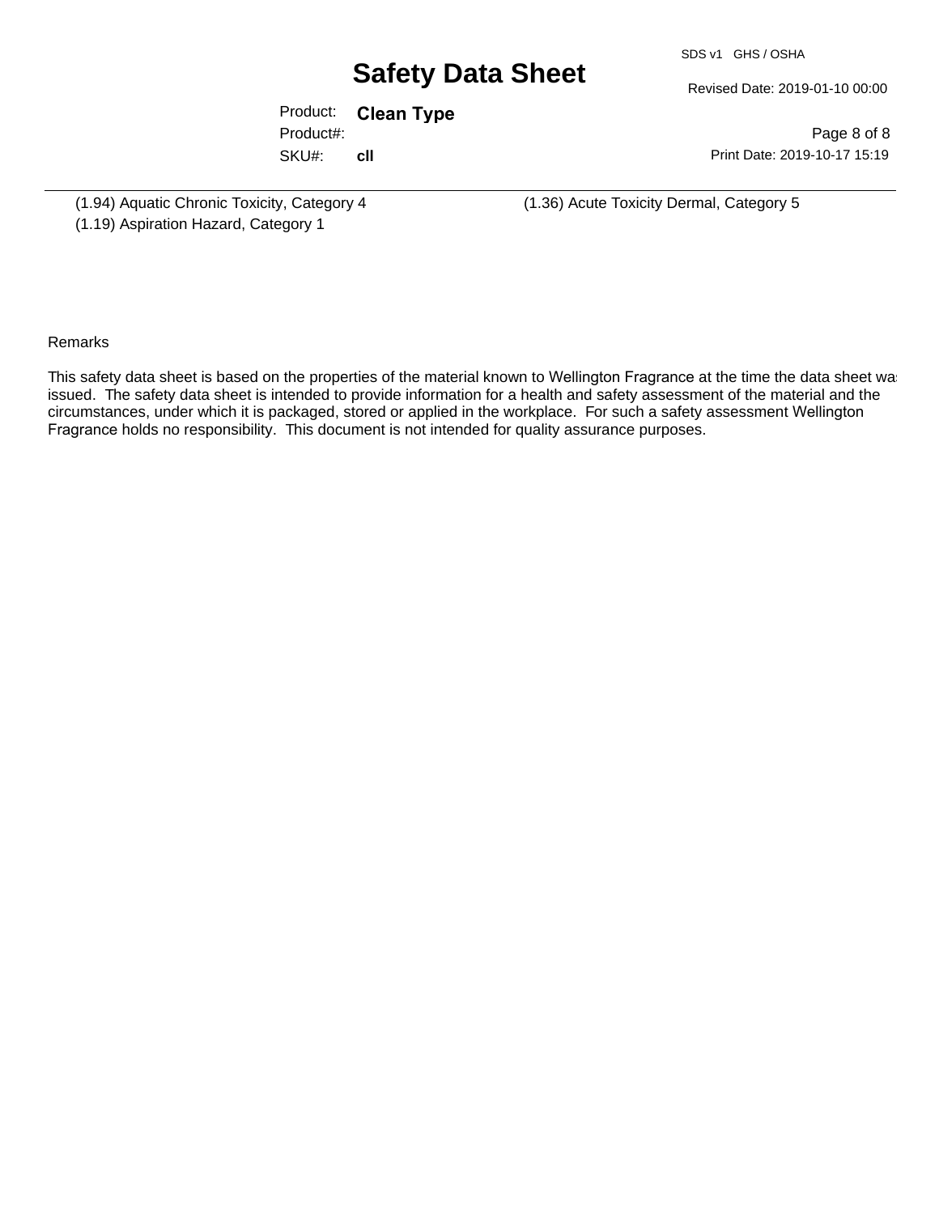(1.94) Aquatic Chronic Toxicity, Category 4

(1.36) Acute Toxicity Dermal, Category 5

(1.19) Aspiration Hazard, Category 1

Remarks

This safety data sheet is based on the properties of the material known to Wellington Fragrance at the time the data sheet was issued. The safety data sheet is intended to provide information for a health and safety assessment of the material and the circumstances, under which it is packaged, stored or applied in the workplace. For such a safety assessment Wellington Fragrance holds no responsibility. This document is not intended for quality assurance purposes.